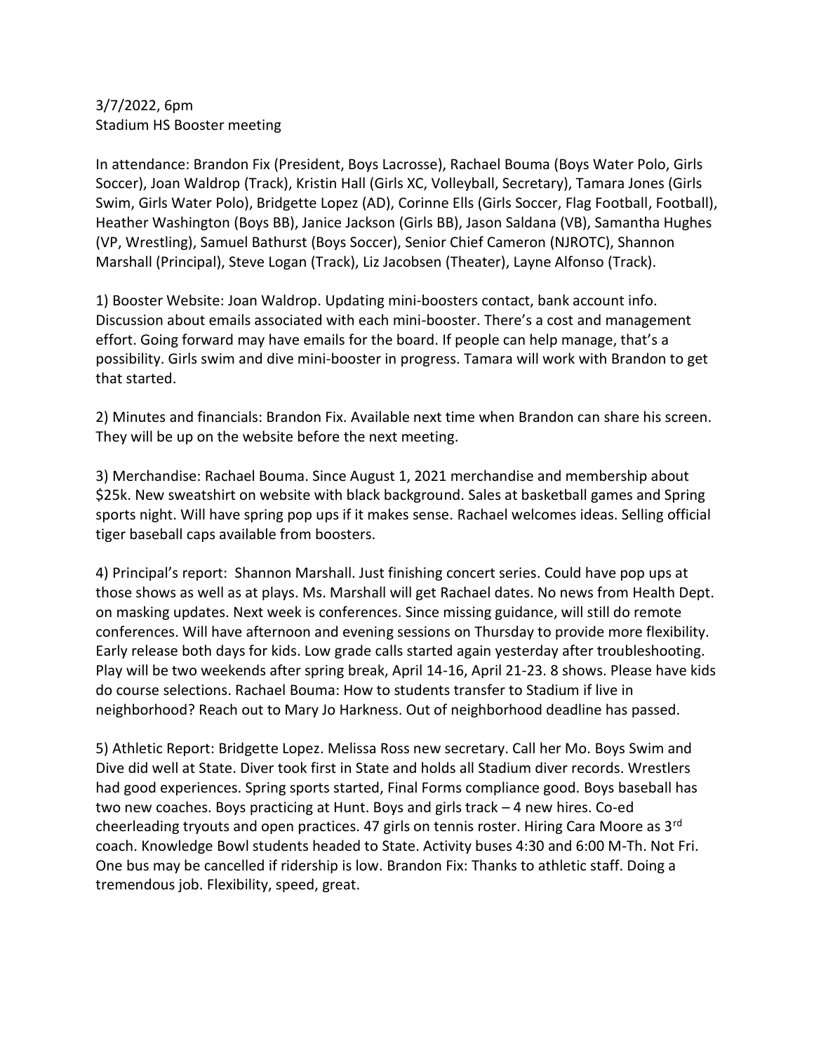3/7/2022, 6pm
Stadium HS Booster meeting

In attendance: Brandon Fix (President, Boys Lacrosse), Rachael Bouma (Boys Water Polo, Girls Soccer), Joan Waldrop (Track), Kristin Hall (Girls XC, Volleyball, Secretary), Tamara Jones (Girls Swim, Girls Water Polo), Bridgette Lopez (AD), Corinne Ells (Girls Soccer, Flag Football, Football), Heather Washington (Boys BB), Janice Jackson (Girls BB), Jason Saldana (VB), Samantha Hughes (VP, Wrestling), Samuel Bathurst (Boys Soccer), Senior Chief Cameron (NJROTC), Shannon Marshall (Principal), Steve Logan (Track), Liz Jacobsen (Theater), Layne Alfonso (Track).

1) Booster Website: Joan Waldrop. Updating mini-boosters contact, bank account info. Discussion about emails associated with each mini-booster. There's a cost and management effort. Going forward may have emails for the board. If people can help manage, that's a possibility. Girls swim and dive mini-booster in progress. Tamara will work with Brandon to get that started.

2) Minutes and financials: Brandon Fix. Available next time when Brandon can share his screen. They will be up on the website before the next meeting.

3) Merchandise: Rachael Bouma. Since August 1, 2021 merchandise and membership about $25k. New sweatshirt on website with black background. Sales at basketball games and Spring sports night. Will have spring pop ups if it makes sense. Rachael welcomes ideas. Selling official tiger baseball caps available from boosters.

4) Principal's report: Shannon Marshall. Just finishing concert series. Could have pop ups at those shows as well as at plays. Ms. Marshall will get Rachael dates. No news from Health Dept. on masking updates. Next week is conferences. Since missing guidance, will still do remote conferences. Will have afternoon and evening sessions on Thursday to provide more flexibility. Early release both days for kids. Low grade calls started again yesterday after troubleshooting. Play will be two weekends after spring break, April 14-16, April 21-23. 8 shows. Please have kids do course selections. Rachael Bouma: How to students transfer to Stadium if live in neighborhood? Reach out to Mary Jo Harkness. Out of neighborhood deadline has passed.

5) Athletic Report: Bridgette Lopez. Melissa Ross new secretary. Call her Mo. Boys Swim and Dive did well at State. Diver took first in State and holds all Stadium diver records. Wrestlers had good experiences. Spring sports started, Final Forms compliance good. Boys baseball has two new coaches. Boys practicing at Hunt. Boys and girls track – 4 new hires. Co-ed cheerleading tryouts and open practices. 47 girls on tennis roster. Hiring Cara Moore as 3rd coach. Knowledge Bowl students headed to State. Activity buses 4:30 and 6:00 M-Th. Not Fri. One bus may be cancelled if ridership is low. Brandon Fix: Thanks to athletic staff. Doing a tremendous job. Flexibility, speed, great.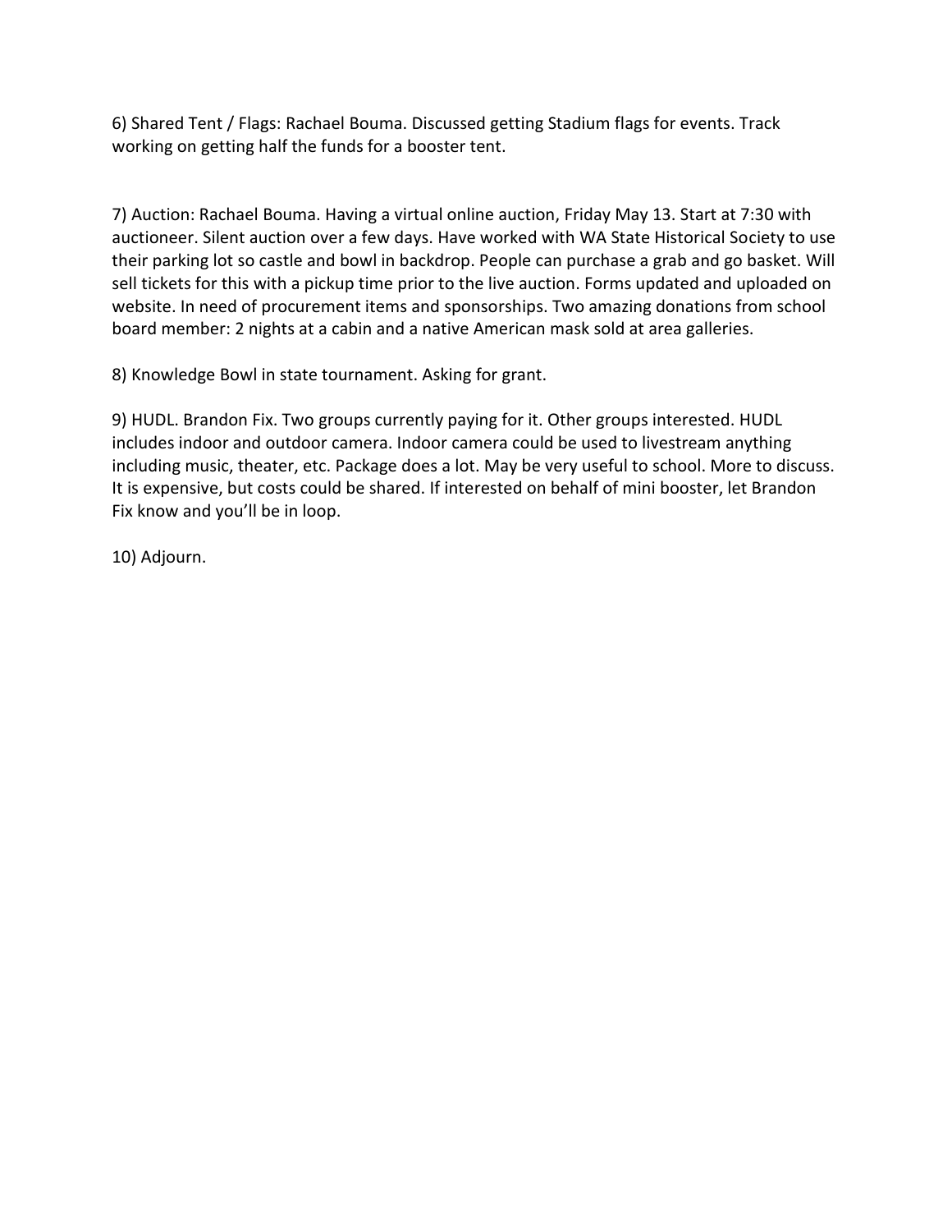6) Shared Tent / Flags: Rachael Bouma. Discussed getting Stadium flags for events. Track working on getting half the funds for a booster tent.

7) Auction: Rachael Bouma. Having a virtual online auction, Friday May 13. Start at 7:30 with auctioneer. Silent auction over a few days. Have worked with WA State Historical Society to use their parking lot so castle and bowl in backdrop. People can purchase a grab and go basket. Will sell tickets for this with a pickup time prior to the live auction. Forms updated and uploaded on website. In need of procurement items and sponsorships. Two amazing donations from school board member: 2 nights at a cabin and a native American mask sold at area galleries.

8) Knowledge Bowl in state tournament. Asking for grant.

9) HUDL. Brandon Fix. Two groups currently paying for it. Other groups interested. HUDL includes indoor and outdoor camera. Indoor camera could be used to livestream anything including music, theater, etc. Package does a lot. May be very useful to school. More to discuss. It is expensive, but costs could be shared. If interested on behalf of mini booster, let Brandon Fix know and you'll be in loop.

10) Adjourn.